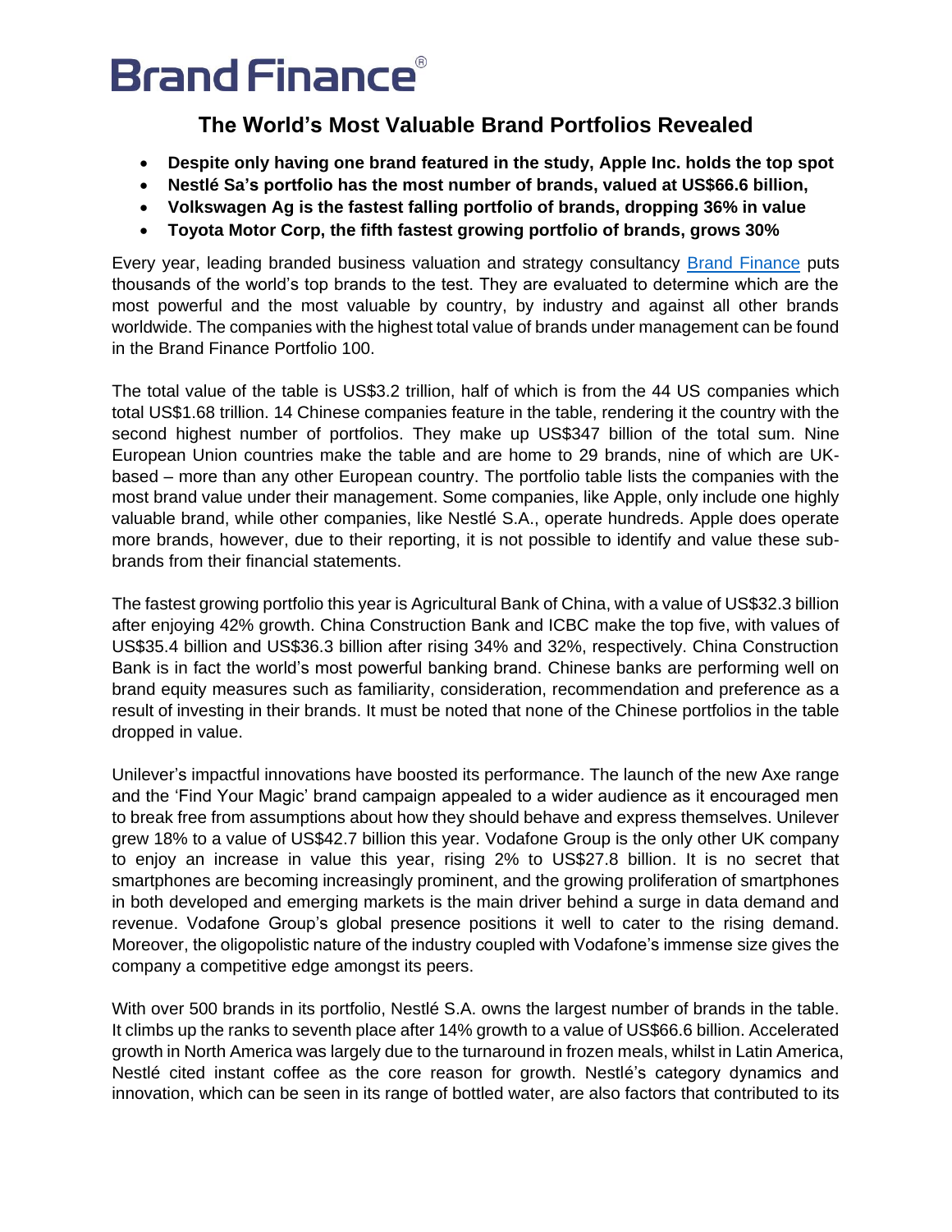# Brand Finance®

## The World's Most Valuable Brand Portfolios Revealed

- **Despite only having one brand featured in the study, Apple Inc. holds the top spot**
- **Nestlé Sa's portfolio has the most number of brands, valued at US$66.6 billion,**
- **Volkswagen Ag is the fastest falling portfolio of brands, dropping 36% in value**
- **Toyota Motor Corp, the fifth fastest growing portfolio of brands, grows 30%**

Every year, leading branded business valuation and strategy consultancy [Brand Finance]() puts thousands of the world's top brands to the test. They are evaluated to determine which are the most powerful and the most valuable by country, by industry and against all other brands worldwide. The companies with the highest total value of brands under management can be found in the Brand Finance Portfolio 100.

The total value of the table is US$3.2 trillion, half of which is from the 44 US companies which total US$1.68 trillion. 14 Chinese companies feature in the table, rendering it the country with the second highest number of portfolios. They make up US$347 billion of the total sum. Nine European Union countries make the table and are home to 29 brands, nine of which are UK-based – more than any other European country. The portfolio table lists the companies with the most brand value under their management. Some companies, like Apple, only include one highly valuable brand, while other companies, like Nestlé S.A., operate hundreds. Apple does operate more brands, however, due to their reporting, it is not possible to identify and value these sub-brands from their financial statements.

The fastest growing portfolio this year is Agricultural Bank of China, with a value of US$32.3 billion after enjoying 42% growth. China Construction Bank and ICBC make the top five, with values of US$35.4 billion and US$36.3 billion after rising 34% and 32%, respectively. China Construction Bank is in fact the world's most powerful banking brand. Chinese banks are performing well on brand equity measures such as familiarity, consideration, recommendation and preference as a result of investing in their brands. It must be noted that none of the Chinese portfolios in the table dropped in value.

Unilever's impactful innovations have boosted its performance. The launch of the new Axe range and the 'Find Your Magic' brand campaign appealed to a wider audience as it encouraged men to break free from assumptions about how they should behave and express themselves. Unilever grew 18% to a value of US$42.7 billion this year. Vodafone Group is the only other UK company to enjoy an increase in value this year, rising 2% to US$27.8 billion. It is no secret that smartphones are becoming increasingly prominent, and the growing proliferation of smartphones in both developed and emerging markets is the main driver behind a surge in data demand and revenue. Vodafone Group's global presence positions it well to cater to the rising demand. Moreover, the oligopolistic nature of the industry coupled with Vodafone's immense size gives the company a competitive edge amongst its peers.

With over 500 brands in its portfolio, Nestlé S.A. owns the largest number of brands in the table. It climbs up the ranks to seventh place after 14% growth to a value of US$66.6 billion. Accelerated growth in North America was largely due to the turnaround in frozen meals, whilst in Latin America, Nestlé cited instant coffee as the core reason for growth. Nestlé's category dynamics and innovation, which can be seen in its range of bottled water, are also factors that contributed to its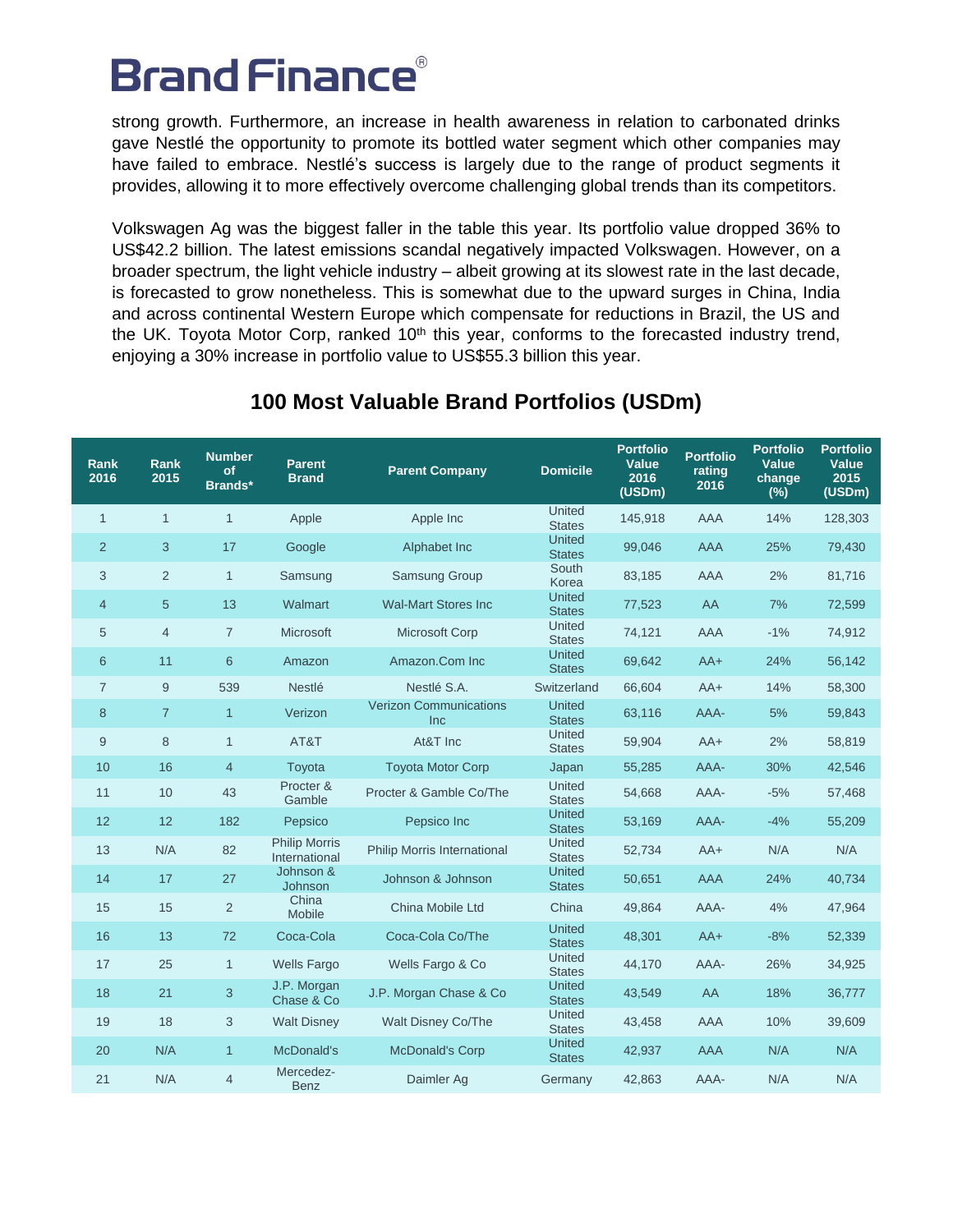strong growth. Furthermore, an increase in health awareness in relation to carbonated drinks gave Nestlé the opportunity to promote its bottled water segment which other companies may have failed to embrace. Nestlé's success is largely due to the range of product segments it provides, allowing it to more effectively overcome challenging global trends than its competitors.

Volkswagen Ag was the biggest faller in the table this year. Its portfolio value dropped 36% to US$42.2 billion. The latest emissions scandal negatively impacted Volkswagen. However, on a broader spectrum, the light vehicle industry – albeit growing at its slowest rate in the last decade, is forecasted to grow nonetheless. This is somewhat due to the upward surges in China, India and across continental Western Europe which compensate for reductions in Brazil, the US and the UK. Toyota Motor Corp, ranked 10th this year, conforms to the forecasted industry trend, enjoying a 30% increase in portfolio value to US$55.3 billion this year.

## 100 Most Valuable Brand Portfolios (USDm)

| Rank 2016 | Rank 2015 | Number of Brands* | Parent Brand | Parent Company | Domicile | Portfolio Value 2016 (USDm) | Portfolio rating 2016 | Portfolio Value change (%) | Portfolio Value 2015 (USDm) |
|---|---|---|---|---|---|---|---|---|---|
| 1 | 1 | 1 | Apple | Apple Inc | United States | 145,918 | AAA | 14% | 128,303 |
| 2 | 3 | 17 | Google | Alphabet Inc | United States | 99,046 | AAA | 25% | 79,430 |
| 3 | 2 | 1 | Samsung | Samsung Group | South Korea | 83,185 | AAA | 2% | 81,716 |
| 4 | 5 | 13 | Walmart | Wal-Mart Stores Inc | United States | 77,523 | AA | 7% | 72,599 |
| 5 | 4 | 7 | Microsoft | Microsoft Corp | United States | 74,121 | AAA | -1% | 74,912 |
| 6 | 11 | 6 | Amazon | Amazon.Com Inc | United States | 69,642 | AA+ | 24% | 56,142 |
| 7 | 9 | 539 | Nestlé | Nestlé S.A. | Switzerland | 66,604 | AA+ | 14% | 58,300 |
| 8 | 7 | 1 | Verizon | Verizon Communications Inc | United States | 63,116 | AAA- | 5% | 59,843 |
| 9 | 8 | 1 | AT&T | At&T Inc | United States | 59,904 | AA+ | 2% | 58,819 |
| 10 | 16 | 4 | Toyota | Toyota Motor Corp | Japan | 55,285 | AAA- | 30% | 42,546 |
| 11 | 10 | 43 | Procter & Gamble | Procter & Gamble Co/The | United States | 54,668 | AAA- | -5% | 57,468 |
| 12 | 12 | 182 | Pepsico | Pepsico Inc | United States | 53,169 | AAA- | -4% | 55,209 |
| 13 | N/A | 82 | Philip Morris International | Philip Morris International | United States | 52,734 | AA+ | N/A | N/A |
| 14 | 17 | 27 | Johnson & Johnson | Johnson & Johnson | United States | 50,651 | AAA | 24% | 40,734 |
| 15 | 15 | 2 | China Mobile | China Mobile Ltd | China | 49,864 | AAA- | 4% | 47,964 |
| 16 | 13 | 72 | Coca-Cola | Coca-Cola Co/The | United States | 48,301 | AA+ | -8% | 52,339 |
| 17 | 25 | 1 | Wells Fargo | Wells Fargo & Co | United States | 44,170 | AAA- | 26% | 34,925 |
| 18 | 21 | 3 | J.P. Morgan Chase & Co | J.P. Morgan Chase & Co | United States | 43,549 | AA | 18% | 36,777 |
| 19 | 18 | 3 | Walt Disney | Walt Disney Co/The | United States | 43,458 | AAA | 10% | 39,609 |
| 20 | N/A | 1 | McDonald's | McDonald's Corp | United States | 42,937 | AAA | N/A | N/A |
| 21 | N/A | 4 | Mercedez-Benz | Daimler Ag | Germany | 42,863 | AAA- | N/A | N/A |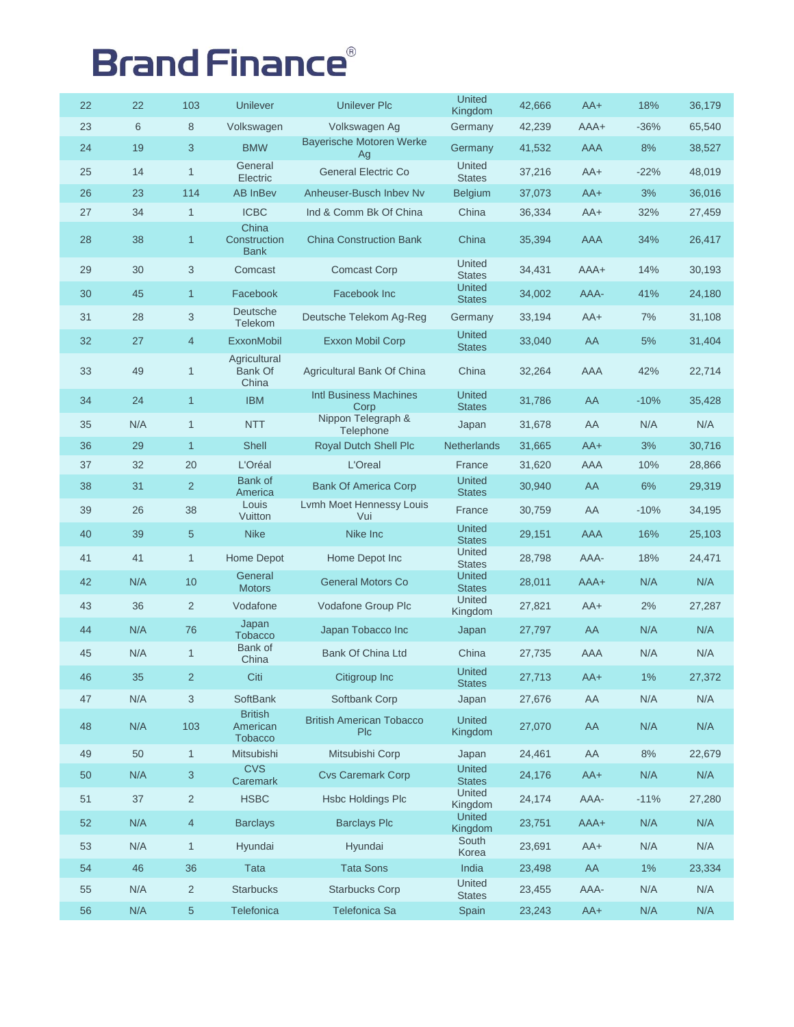# Brand Finance®

| 22 | 22 | 103 | Unilever | Unilever Plc | United Kingdom | 42,666 | AA+ | 18% | 36,179 |
|---|---|---|---|---|---|---|---|---|---|
| 23 | 6 | 8 | Volkswagen | Volkswagen Ag | Germany | 42,239 | AAA+ | -36% | 65,540 |
| 24 | 19 | 3 | BMW | Bayerische Motoren Werke Ag | Germany | 41,532 | AAA | 8% | 38,527 |
| 25 | 14 | 1 | General Electric | General Electric Co | United States | 37,216 | AA+ | -22% | 48,019 |
| 26 | 23 | 114 | AB InBev | Anheuser-Busch Inbev Nv | Belgium | 37,073 | AA+ | 3% | 36,016 |
| 27 | 34 | 1 | ICBC | Ind & Comm Bk Of China | China | 36,334 | AA+ | 32% | 27,459 |
| 28 | 38 | 1 | China Construction Bank | China Construction Bank | China | 35,394 | AAA | 34% | 26,417 |
| 29 | 30 | 3 | Comcast | Comcast Corp | United States | 34,431 | AAA+ | 14% | 30,193 |
| 30 | 45 | 1 | Facebook | Facebook Inc | United States | 34,002 | AAA- | 41% | 24,180 |
| 31 | 28 | 3 | Deutsche Telekom | Deutsche Telekom Ag-Reg | Germany | 33,194 | AA+ | 7% | 31,108 |
| 32 | 27 | 4 | ExxonMobil | Exxon Mobil Corp | United States | 33,040 | AA | 5% | 31,404 |
| 33 | 49 | 1 | Agricultural Bank Of China | Agricultural Bank Of China | China | 32,264 | AAA | 42% | 22,714 |
| 34 | 24 | 1 | IBM | Intl Business Machines Corp | United States | 31,786 | AA | -10% | 35,428 |
| 35 | N/A | 1 | NTT | Nippon Telegraph & Telephone | Japan | 31,678 | AA | N/A | N/A |
| 36 | 29 | 1 | Shell | Royal Dutch Shell Plc | Netherlands | 31,665 | AA+ | 3% | 30,716 |
| 37 | 32 | 20 | L'Oréal | L'Oreal | France | 31,620 | AAA | 10% | 28,866 |
| 38 | 31 | 2 | Bank of America | Bank Of America Corp | United States | 30,940 | AA | 6% | 29,319 |
| 39 | 26 | 38 | Louis Vuitton | Lvmh Moet Hennessy Louis Vui | France | 30,759 | AA | -10% | 34,195 |
| 40 | 39 | 5 | Nike | Nike Inc | United States | 29,151 | AAA | 16% | 25,103 |
| 41 | 41 | 1 | Home Depot | Home Depot Inc | United States | 28,798 | AAA- | 18% | 24,471 |
| 42 | N/A | 10 | General Motors | General Motors Co | United States | 28,011 | AAA+ | N/A | N/A |
| 43 | 36 | 2 | Vodafone | Vodafone Group Plc | United Kingdom | 27,821 | AA+ | 2% | 27,287 |
| 44 | N/A | 76 | Japan Tobacco | Japan Tobacco Inc | Japan | 27,797 | AA | N/A | N/A |
| 45 | N/A | 1 | Bank of China | Bank Of China Ltd | China | 27,735 | AAA | N/A | N/A |
| 46 | 35 | 2 | Citi | Citigroup Inc | United States | 27,713 | AA+ | 1% | 27,372 |
| 47 | N/A | 3 | SoftBank | Softbank Corp | Japan | 27,676 | AA | N/A | N/A |
| 48 | N/A | 103 | British American Tobacco | British American Tobacco Plc | United Kingdom | 27,070 | AA | N/A | N/A |
| 49 | 50 | 1 | Mitsubishi | Mitsubishi Corp | Japan | 24,461 | AA | 8% | 22,679 |
| 50 | N/A | 3 | CVS Caremark | Cvs Caremark Corp | United States | 24,176 | AA+ | N/A | N/A |
| 51 | 37 | 2 | HSBC | Hsbc Holdings Plc | United Kingdom | 24,174 | AAA- | -11% | 27,280 |
| 52 | N/A | 4 | Barclays | Barclays Plc | United Kingdom | 23,751 | AAA+ | N/A | N/A |
| 53 | N/A | 1 | Hyundai | Hyundai | South Korea | 23,691 | AA+ | N/A | N/A |
| 54 | 46 | 36 | Tata | Tata Sons | India | 23,498 | AA | 1% | 23,334 |
| 55 | N/A | 2 | Starbucks | Starbucks Corp | United States | 23,455 | AAA- | N/A | N/A |
| 56 | N/A | 5 | Telefonica | Telefonica Sa | Spain | 23,243 | AA+ | N/A | N/A |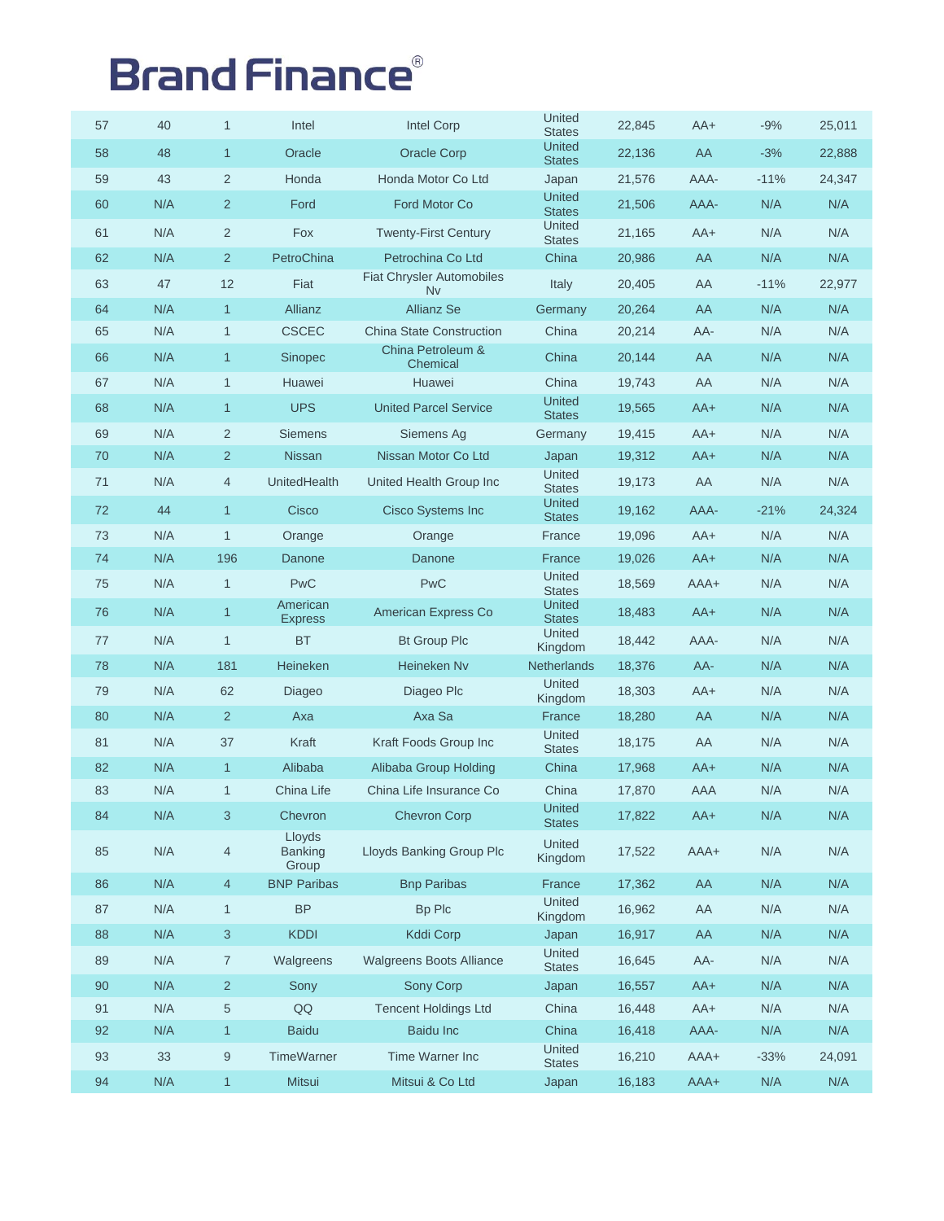# Brand Finance®

| | | | | | | | | | |
|---|---|---|---|---|---|---|---|---|---|
| 57 | 40 | 1 | Intel | Intel Corp | United States | 22,845 | AA+ | -9% | 25,011 |
| 58 | 48 | 1 | Oracle | Oracle Corp | United States | 22,136 | AA | -3% | 22,888 |
| 59 | 43 | 2 | Honda | Honda Motor Co Ltd | Japan | 21,576 | AAA- | -11% | 24,347 |
| 60 | N/A | 2 | Ford | Ford Motor Co | United States | 21,506 | AAA- | N/A | N/A |
| 61 | N/A | 2 | Fox | Twenty-First Century | United States | 21,165 | AA+ | N/A | N/A |
| 62 | N/A | 2 | PetroChina | Petrochina Co Ltd | China | 20,986 | AA | N/A | N/A |
| 63 | 47 | 12 | Fiat | Fiat Chrysler Automobiles Nv | Italy | 20,405 | AA | -11% | 22,977 |
| 64 | N/A | 1 | Allianz | Allianz Se | Germany | 20,264 | AA | N/A | N/A |
| 65 | N/A | 1 | CSCEC | China State Construction | China | 20,214 | AA- | N/A | N/A |
| 66 | N/A | 1 | Sinopec | China Petroleum & Chemical | China | 20,144 | AA | N/A | N/A |
| 67 | N/A | 1 | Huawei | Huawei | China | 19,743 | AA | N/A | N/A |
| 68 | N/A | 1 | UPS | United Parcel Service | United States | 19,565 | AA+ | N/A | N/A |
| 69 | N/A | 2 | Siemens | Siemens Ag | Germany | 19,415 | AA+ | N/A | N/A |
| 70 | N/A | 2 | Nissan | Nissan Motor Co Ltd | Japan | 19,312 | AA+ | N/A | N/A |
| 71 | N/A | 4 | UnitedHealth | United Health Group Inc | United States | 19,173 | AA | N/A | N/A |
| 72 | 44 | 1 | Cisco | Cisco Systems Inc | United States | 19,162 | AAA- | -21% | 24,324 |
| 73 | N/A | 1 | Orange | Orange | France | 19,096 | AA+ | N/A | N/A |
| 74 | N/A | 196 | Danone | Danone | France | 19,026 | AA+ | N/A | N/A |
| 75 | N/A | 1 | PwC | PwC | United States | 18,569 | AAA+ | N/A | N/A |
| 76 | N/A | 1 | American Express | American Express Co | United States | 18,483 | AA+ | N/A | N/A |
| 77 | N/A | 1 | BT | Bt Group Plc | United Kingdom | 18,442 | AAA- | N/A | N/A |
| 78 | N/A | 181 | Heineken | Heineken Nv | Netherlands | 18,376 | AA- | N/A | N/A |
| 79 | N/A | 62 | Diageo | Diageo Plc | United Kingdom | 18,303 | AA+ | N/A | N/A |
| 80 | N/A | 2 | Axa | Axa Sa | France | 18,280 | AA | N/A | N/A |
| 81 | N/A | 37 | Kraft | Kraft Foods Group Inc | United States | 18,175 | AA | N/A | N/A |
| 82 | N/A | 1 | Alibaba | Alibaba Group Holding | China | 17,968 | AA+ | N/A | N/A |
| 83 | N/A | 1 | China Life | China Life Insurance Co | China | 17,870 | AAA | N/A | N/A |
| 84 | N/A | 3 | Chevron | Chevron Corp | United States | 17,822 | AA+ | N/A | N/A |
| 85 | N/A | 4 | Lloyds Banking Group | Lloyds Banking Group Plc | United Kingdom | 17,522 | AAA+ | N/A | N/A |
| 86 | N/A | 4 | BNP Paribas | Bnp Paribas | France | 17,362 | AA | N/A | N/A |
| 87 | N/A | 1 | BP | Bp Plc | United Kingdom | 16,962 | AA | N/A | N/A |
| 88 | N/A | 3 | KDDI | Kddi Corp | Japan | 16,917 | AA | N/A | N/A |
| 89 | N/A | 7 | Walgreens | Walgreens Boots Alliance | United States | 16,645 | AA- | N/A | N/A |
| 90 | N/A | 2 | Sony | Sony Corp | Japan | 16,557 | AA+ | N/A | N/A |
| 91 | N/A | 5 | QQ | Tencent Holdings Ltd | China | 16,448 | AA+ | N/A | N/A |
| 92 | N/A | 1 | Baidu | Baidu Inc | China | 16,418 | AAA- | N/A | N/A |
| 93 | 33 | 9 | TimeWarner | Time Warner Inc | United States | 16,210 | AAA+ | -33% | 24,091 |
| 94 | N/A | 1 | Mitsui | Mitsui & Co Ltd | Japan | 16,183 | AAA+ | N/A | N/A |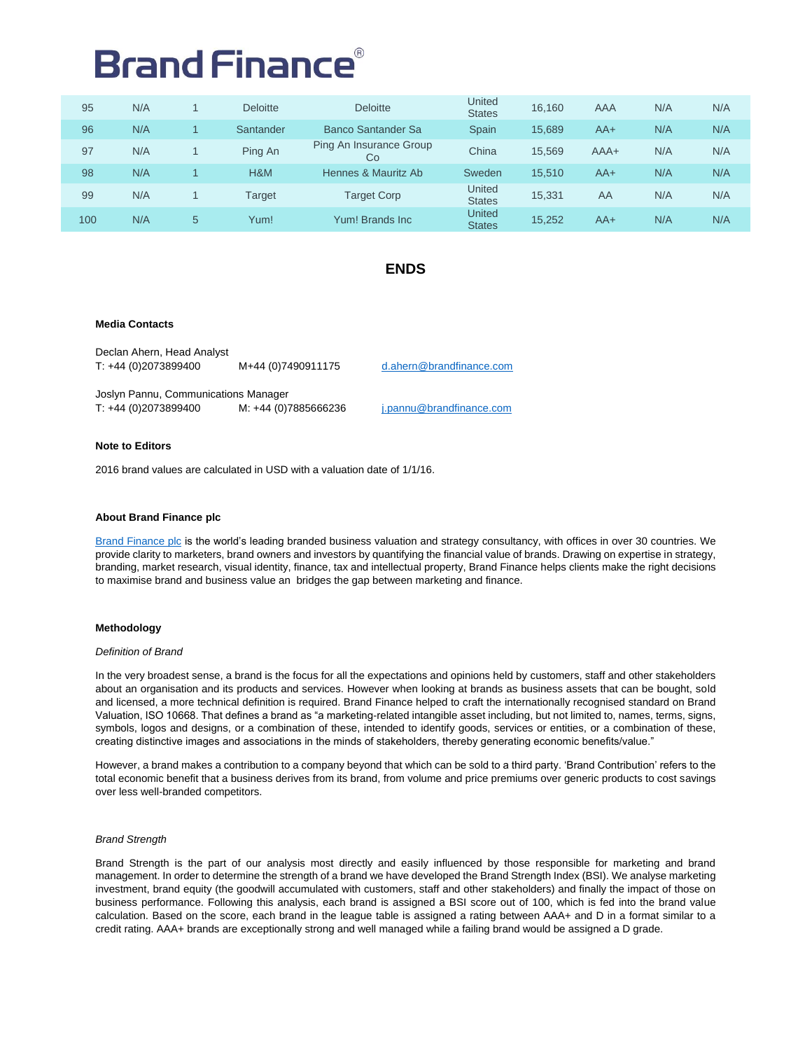| 95 | N/A | 1 | Deloitte | Deloitte | United States | 16,160 | AAA | N/A | N/A |
|---|---|---|---|---|---|---|---|---|---|
| 96 | N/A | 1 | Santander | Banco Santander Sa | Spain | 15,689 | AA+ | N/A | N/A |
| 97 | N/A | 1 | Ping An | Ping An Insurance Group Co | China | 15,569 | AAA+ | N/A | N/A |
| 98 | N/A | 1 | H&M | Hennes & Mauritz Ab | Sweden | 15,510 | AA+ | N/A | N/A |
| 99 | N/A | 1 | Target | Target Corp | United States | 15,331 | AA | N/A | N/A |
| 100 | N/A | 5 | Yum! | Yum! Brands Inc | United States | 15,252 | AA+ | N/A | N/A |

**ENDS**

**Media Contacts**

Declan Ahern, Head Analyst
T: +44 (0)2073899400 M+44 (0)7490911175 d.ahern@brandfinance.com

Joslyn Pannu, Communications Manager
T: +44 (0)2073899400 M: +44 (0)7885666236 j.pannu@brandfinance.com

**Note to Editors**

2016 brand values are calculated in USD with a valuation date of 1/1/16.

**About Brand Finance plc**

Brand Finance plc is the world's leading branded business valuation and strategy consultancy, with offices in over 30 countries. We provide clarity to marketers, brand owners and investors by quantifying the financial value of brands. Drawing on expertise in strategy, branding, market research, visual identity, finance, tax and intellectual property, Brand Finance helps clients make the right decisions to maximise brand and business value an bridges the gap between marketing and finance.

**Methodology**

*Definition of Brand*

In the very broadest sense, a brand is the focus for all the expectations and opinions held by customers, staff and other stakeholders about an organisation and its products and services. However when looking at brands as business assets that can be bought, sold and licensed, a more technical definition is required. Brand Finance helped to craft the internationally recognised standard on Brand Valuation, ISO 10668. That defines a brand as "a marketing-related intangible asset including, but not limited to, names, terms, signs, symbols, logos and designs, or a combination of these, intended to identify goods, services or entities, or a combination of these, creating distinctive images and associations in the minds of stakeholders, thereby generating economic benefits/value."

However, a brand makes a contribution to a company beyond that which can be sold to a third party. 'Brand Contribution' refers to the total economic benefit that a business derives from its brand, from volume and price premiums over generic products to cost savings over less well-branded competitors.

*Brand Strength*

Brand Strength is the part of our analysis most directly and easily influenced by those responsible for marketing and brand management. In order to determine the strength of a brand we have developed the Brand Strength Index (BSI). We analyse marketing investment, brand equity (the goodwill accumulated with customers, staff and other stakeholders) and finally the impact of those on business performance. Following this analysis, each brand is assigned a BSI score out of 100, which is fed into the brand value calculation. Based on the score, each brand in the league table is assigned a rating between AAA+ and D in a format similar to a credit rating. AAA+ brands are exceptionally strong and well managed while a failing brand would be assigned a D grade.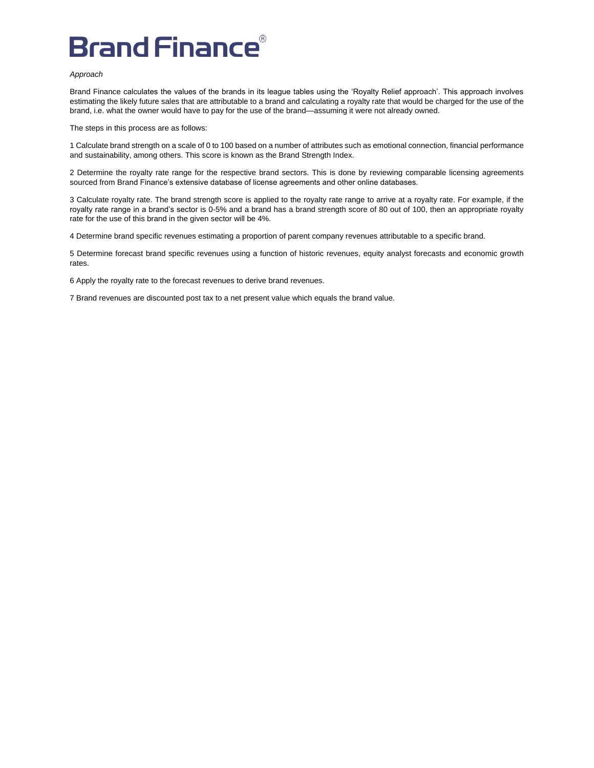# Brand Finance®

*Approach*

Brand Finance calculates the values of the brands in its league tables using the 'Royalty Relief approach'. This approach involves estimating the likely future sales that are attributable to a brand and calculating a royalty rate that would be charged for the use of the brand, i.e. what the owner would have to pay for the use of the brand—assuming it were not already owned.

The steps in this process are as follows:

1 Calculate brand strength on a scale of 0 to 100 based on a number of attributes such as emotional connection, financial performance and sustainability, among others. This score is known as the Brand Strength Index.

2 Determine the royalty rate range for the respective brand sectors. This is done by reviewing comparable licensing agreements sourced from Brand Finance's extensive database of license agreements and other online databases.

3 Calculate royalty rate. The brand strength score is applied to the royalty rate range to arrive at a royalty rate. For example, if the royalty rate range in a brand's sector is 0-5% and a brand has a brand strength score of 80 out of 100, then an appropriate royalty rate for the use of this brand in the given sector will be 4%.

4 Determine brand specific revenues estimating a proportion of parent company revenues attributable to a specific brand.

5 Determine forecast brand specific revenues using a function of historic revenues, equity analyst forecasts and economic growth rates.

6 Apply the royalty rate to the forecast revenues to derive brand revenues.

7 Brand revenues are discounted post tax to a net present value which equals the brand value.